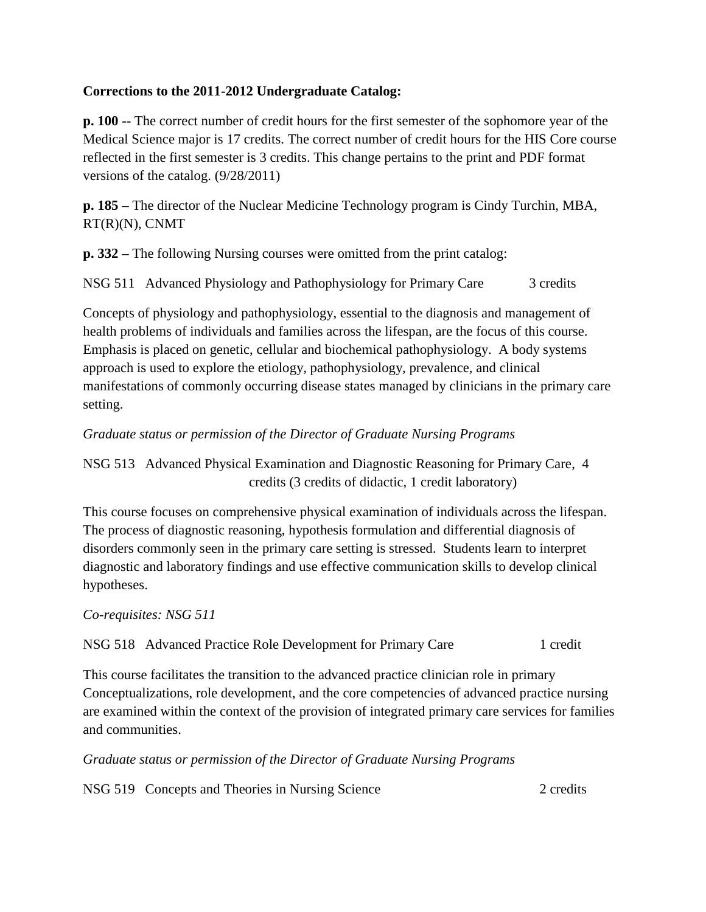**Corrections to the 2011-2012 Undergraduate Catalog:**

**p. 100 --** The correct number of credit hours for the first semester of the sophomore year of the Medical Science major is 17 credits. The correct number of credit hours for the HIS Core course reflected in the first semester is 3 credits. This change pertains to the print and PDF format versions of the catalog. (9/28/2011)

**p. 185 –** The director of the Nuclear Medicine Technology program is Cindy Turchin, MBA, RT(R)(N), CNMT

**p. 332 –** The following Nursing courses were omitted from the print catalog:

NSG 511 Advanced Physiology and Pathophysiology for Primary Care 3 credits

Concepts of physiology and pathophysiology, essential to the diagnosis and management of health problems of individuals and families across the lifespan, are the focus of this course. Emphasis is placed on genetic, cellular and biochemical pathophysiology. A body systems approach is used to explore the etiology, pathophysiology, prevalence, and clinical manifestations of commonly occurring disease states managed by clinicians in the primary care setting.

*Graduate status or permission of the Director of Graduate Nursing Programs*

NSG 513 Advanced Physical Examination and Diagnostic Reasoning for Primary Care, 4 credits (3 credits of didactic, 1 credit laboratory)

This course focuses on comprehensive physical examination of individuals across the lifespan. The process of diagnostic reasoning, hypothesis formulation and differential diagnosis of disorders commonly seen in the primary care setting is stressed. Students learn to interpret diagnostic and laboratory findings and use effective communication skills to develop clinical hypotheses.

*Co-requisites: NSG 511*

NSG 518 Advanced Practice Role Development for Primary Care 1 credit

This course facilitates the transition to the advanced practice clinician role in primary Conceptualizations, role development, and the core competencies of advanced practice nursing are examined within the context of the provision of integrated primary care services for families and communities.

*Graduate status or permission of the Director of Graduate Nursing Programs*

NSG 519 Concepts and Theories in Nursing Science 2 credits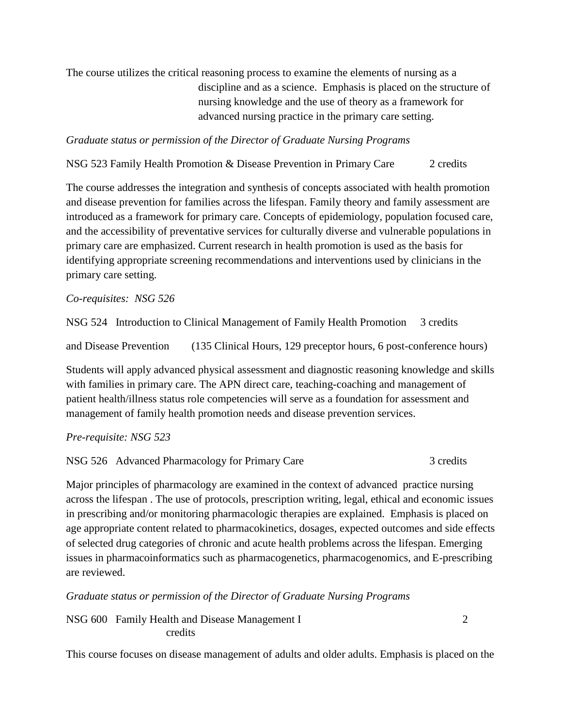The course utilizes the critical reasoning process to examine the elements of nursing as a discipline and as a science. Emphasis is placed on the structure of nursing knowledge and the use of theory as a framework for advanced nursing practice in the primary care setting.

*Graduate status or permission of the Director of Graduate Nursing Programs*

NSG 523 Family Health Promotion & Disease Prevention in Primary Care 2 credits

The course addresses the integration and synthesis of concepts associated with health promotion and disease prevention for families across the lifespan. Family theory and family assessment are introduced as a framework for primary care. Concepts of epidemiology, population focused care, and the accessibility of preventative services for culturally diverse and vulnerable populations in primary care are emphasized. Current research in health promotion is used as the basis for identifying appropriate screening recommendations and interventions used by clinicians in the primary care setting.

*Co-requisites: NSG 526*

NSG 524 Introduction to Clinical Management of Family Health Promotion and Disease Prevention 3 credits (135 Clinical Hours, 129 preceptor hours, 6 post-conference hours)

Students will apply advanced physical assessment and diagnostic reasoning knowledge and skills with families in primary care. The APN direct care, teaching-coaching and management of patient health/illness status role competencies will serve as a foundation for assessment and management of family health promotion needs and disease prevention services.

*Pre-requisite: NSG 523*

NSG 526 Advanced Pharmacology for Primary Care 3 credits

Major principles of pharmacology are examined in the context of advanced practice nursing across the lifespan . The use of protocols, prescription writing, legal, ethical and economic issues in prescribing and/or monitoring pharmacologic therapies are explained. Emphasis is placed on age appropriate content related to pharmacokinetics, dosages, expected outcomes and side effects of selected drug categories of chronic and acute health problems across the lifespan. Emerging issues in pharmacoinformatics such as pharmacogenetics, pharmacogenomics, and E-prescribing are reviewed.

*Graduate status or permission of the Director of Graduate Nursing Programs*

NSG 600 Family Health and Disease Management I 2 credits

This course focuses on disease management of adults and older adults. Emphasis is placed on the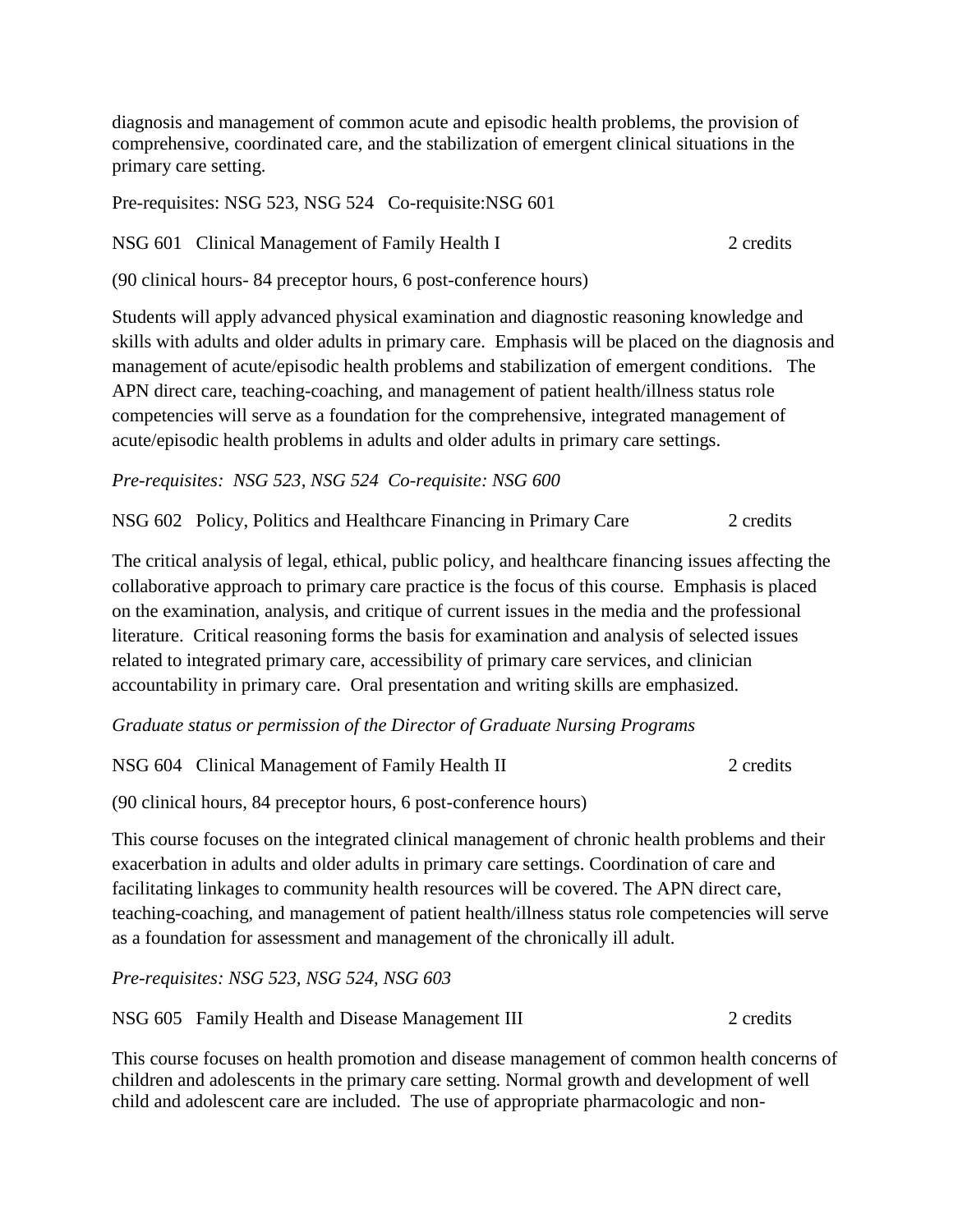diagnosis and management of common acute and episodic health problems, the provision of comprehensive, coordinated care, and the stabilization of emergent clinical situations in the primary care setting.

Pre-requisites: NSG 523, NSG 524 Co-requisite:NSG 601

NSG 601 Clinical Management of Family Health I 2 credits

(90 clinical hours- 84 preceptor hours, 6 post-conference hours)

Students will apply advanced physical examination and diagnostic reasoning knowledge and skills with adults and older adults in primary care. Emphasis will be placed on the diagnosis and management of acute/episodic health problems and stabilization of emergent conditions. The APN direct care, teaching-coaching, and management of patient health/illness status role competencies will serve as a foundation for the comprehensive, integrated management of acute/episodic health problems in adults and older adults in primary care settings.

*Pre-requisites: NSG 523, NSG 524 Co-requisite: NSG 600*

NSG 602 Policy, Politics and Healthcare Financing in Primary Care 2 credits

The critical analysis of legal, ethical, public policy, and healthcare financing issues affecting the collaborative approach to primary care practice is the focus of this course. Emphasis is placed on the examination, analysis, and critique of current issues in the media and the professional literature. Critical reasoning forms the basis for examination and analysis of selected issues related to integrated primary care, accessibility of primary care services, and clinician accountability in primary care. Oral presentation and writing skills are emphasized.

*Graduate status or permission of the Director of Graduate Nursing Programs*

NSG 604 Clinical Management of Family Health II 2 credits

(90 clinical hours, 84 preceptor hours, 6 post-conference hours)

This course focuses on the integrated clinical management of chronic health problems and their exacerbation in adults and older adults in primary care settings. Coordination of care and facilitating linkages to community health resources will be covered. The APN direct care, teaching-coaching, and management of patient health/illness status role competencies will serve as a foundation for assessment and management of the chronically ill adult.

*Pre-requisites: NSG 523, NSG 524, NSG 603*

NSG 605 Family Health and Disease Management III 2 credits

This course focuses on health promotion and disease management of common health concerns of children and adolescents in the primary care setting. Normal growth and development of well child and adolescent care are included. The use of appropriate pharmacologic and non-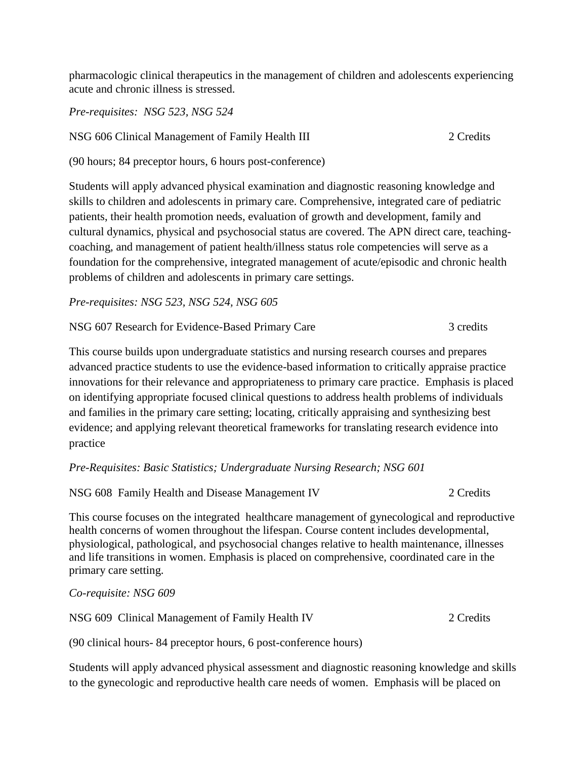pharmacologic clinical therapeutics in the management of children and adolescents experiencing acute and chronic illness is stressed.

*Pre-requisites: NSG 523, NSG 524*

NSG 606 Clinical Management of Family Health III 2 Credits

(90 hours; 84 preceptor hours, 6 hours post-conference)

Students will apply advanced physical examination and diagnostic reasoning knowledge and skills to children and adolescents in primary care. Comprehensive, integrated care of pediatric patients, their health promotion needs, evaluation of growth and development, family and cultural dynamics, physical and psychosocial status are covered. The APN direct care, teaching-coaching, and management of patient health/illness status role competencies will serve as a foundation for the comprehensive, integrated management of acute/episodic and chronic health problems of children and adolescents in primary care settings.

*Pre-requisites: NSG 523, NSG 524, NSG 605*

NSG 607 Research for Evidence-Based Primary Care 3 credits

This course builds upon undergraduate statistics and nursing research courses and prepares advanced practice students to use the evidence-based information to critically appraise practice innovations for their relevance and appropriateness to primary care practice. Emphasis is placed on identifying appropriate focused clinical questions to address health problems of individuals and families in the primary care setting; locating, critically appraising and synthesizing best evidence; and applying relevant theoretical frameworks for translating research evidence into practice

*Pre-Requisites: Basic Statistics; Undergraduate Nursing Research; NSG 601*

NSG 608 Family Health and Disease Management IV 2 Credits

This course focuses on the integrated healthcare management of gynecological and reproductive health concerns of women throughout the lifespan. Course content includes developmental, physiological, pathological, and psychosocial changes relative to health maintenance, illnesses and life transitions in women. Emphasis is placed on comprehensive, coordinated care in the primary care setting.

*Co-requisite: NSG 609*

NSG 609 Clinical Management of Family Health IV 2 Credits

(90 clinical hours- 84 preceptor hours, 6 post-conference hours)

Students will apply advanced physical assessment and diagnostic reasoning knowledge and skills to the gynecologic and reproductive health care needs of women. Emphasis will be placed on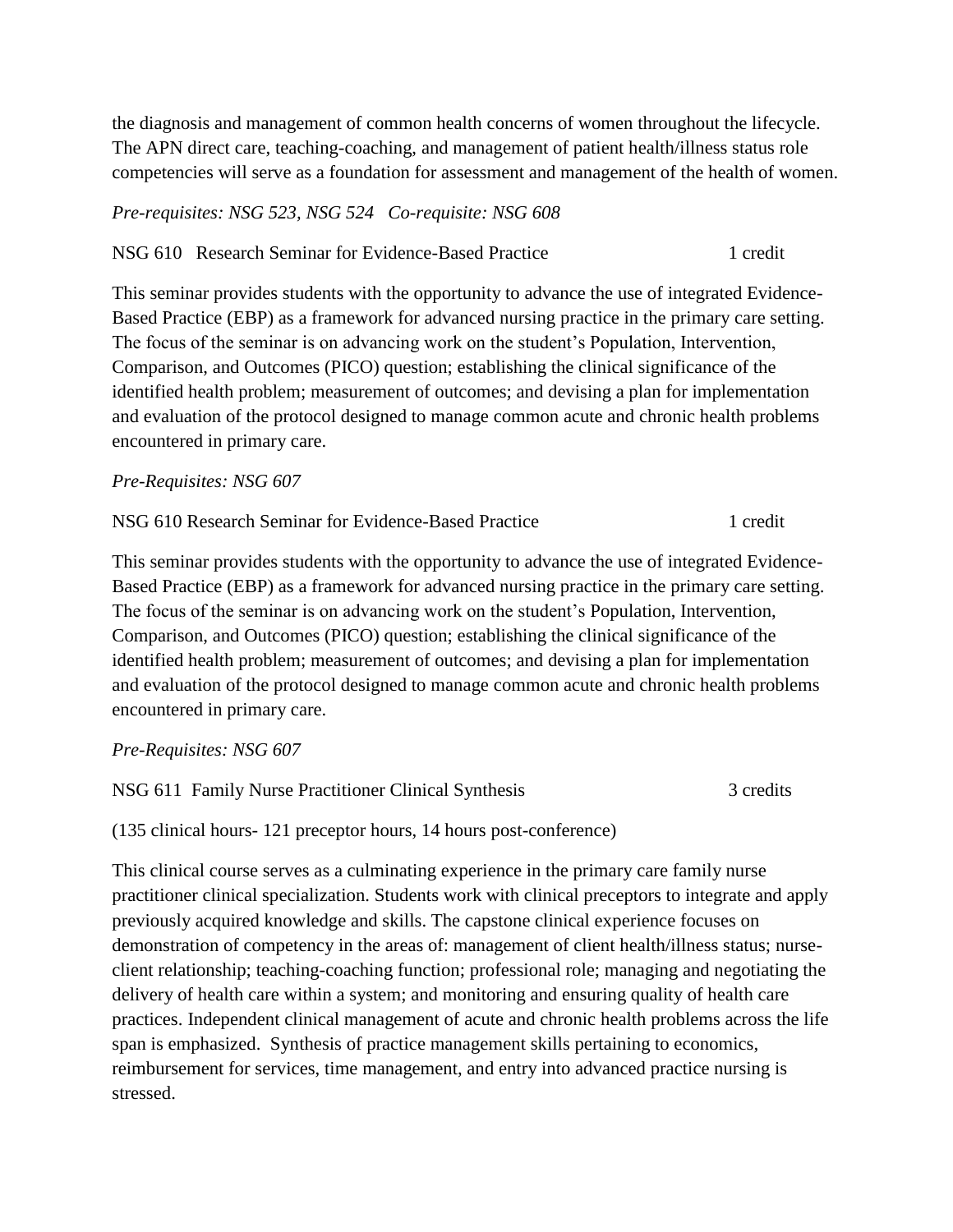the diagnosis and management of common health concerns of women throughout the lifecycle. The APN direct care, teaching-coaching, and management of patient health/illness status role competencies will serve as a foundation for assessment and management of the health of women.

*Pre-requisites: NSG 523, NSG 524   Co-requisite: NSG 608*

NSG 610   Research Seminar for Evidence-Based Practice   1 credit

This seminar provides students with the opportunity to advance the use of integrated Evidence-Based Practice (EBP) as a framework for advanced nursing practice in the primary care setting. The focus of the seminar is on advancing work on the student's Population, Intervention, Comparison, and Outcomes (PICO) question; establishing the clinical significance of the identified health problem; measurement of outcomes; and devising a plan for implementation and evaluation of the protocol designed to manage common acute and chronic health problems encountered in primary care.

*Pre-Requisites: NSG 607*

NSG 610 Research Seminar for Evidence-Based Practice   1 credit

This seminar provides students with the opportunity to advance the use of integrated Evidence-Based Practice (EBP) as a framework for advanced nursing practice in the primary care setting. The focus of the seminar is on advancing work on the student's Population, Intervention, Comparison, and Outcomes (PICO) question; establishing the clinical significance of the identified health problem; measurement of outcomes; and devising a plan for implementation and evaluation of the protocol designed to manage common acute and chronic health problems encountered in primary care.

*Pre-Requisites: NSG 607*

NSG 611  Family Nurse Practitioner Clinical Synthesis   3 credits

(135 clinical hours- 121 preceptor hours, 14 hours post-conference)

This clinical course serves as a culminating experience in the primary care family nurse practitioner clinical specialization. Students work with clinical preceptors to integrate and apply previously acquired knowledge and skills. The capstone clinical experience focuses on demonstration of competency in the areas of: management of client health/illness status; nurse-client relationship; teaching-coaching function; professional role; managing and negotiating the delivery of health care within a system; and monitoring and ensuring quality of health care practices. Independent clinical management of acute and chronic health problems across the life span is emphasized.  Synthesis of practice management skills pertaining to economics, reimbursement for services, time management, and entry into advanced practice nursing is stressed.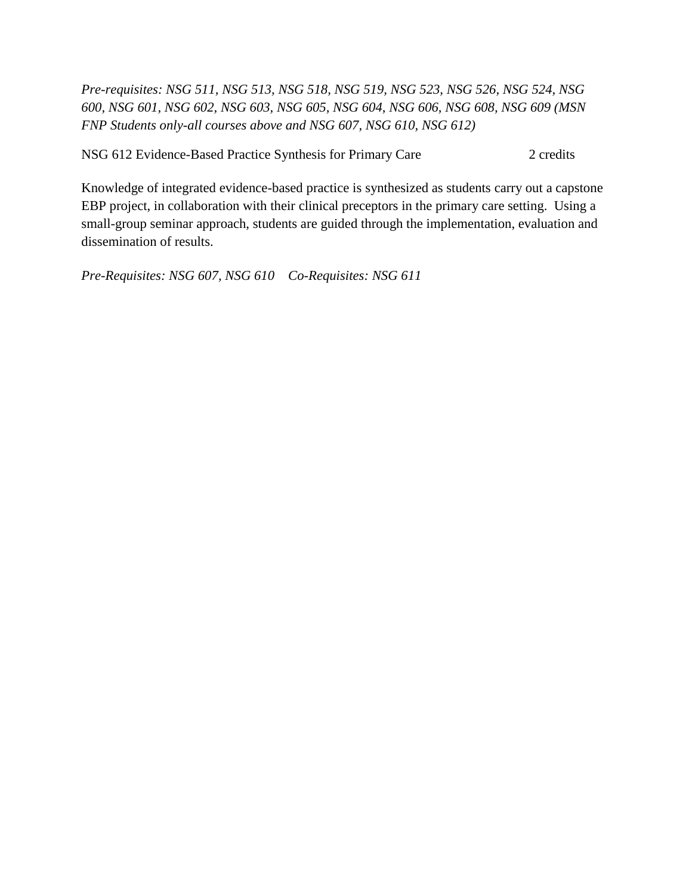*Pre-requisites: NSG 511, NSG 513, NSG 518, NSG 519, NSG 523, NSG 526, NSG 524, NSG 600, NSG 601, NSG 602, NSG 603, NSG 605, NSG 604, NSG 606, NSG 608, NSG 609 (MSN FNP Students only-all courses above and NSG 607, NSG 610, NSG 612)*

NSG 612 Evidence-Based Practice Synthesis for Primary Care 2 credits

Knowledge of integrated evidence-based practice is synthesized as students carry out a capstone EBP project, in collaboration with their clinical preceptors in the primary care setting. Using a small-group seminar approach, students are guided through the implementation, evaluation and dissemination of results.

*Pre-Requisites: NSG 607, NSG 610 Co-Requisites: NSG 611*